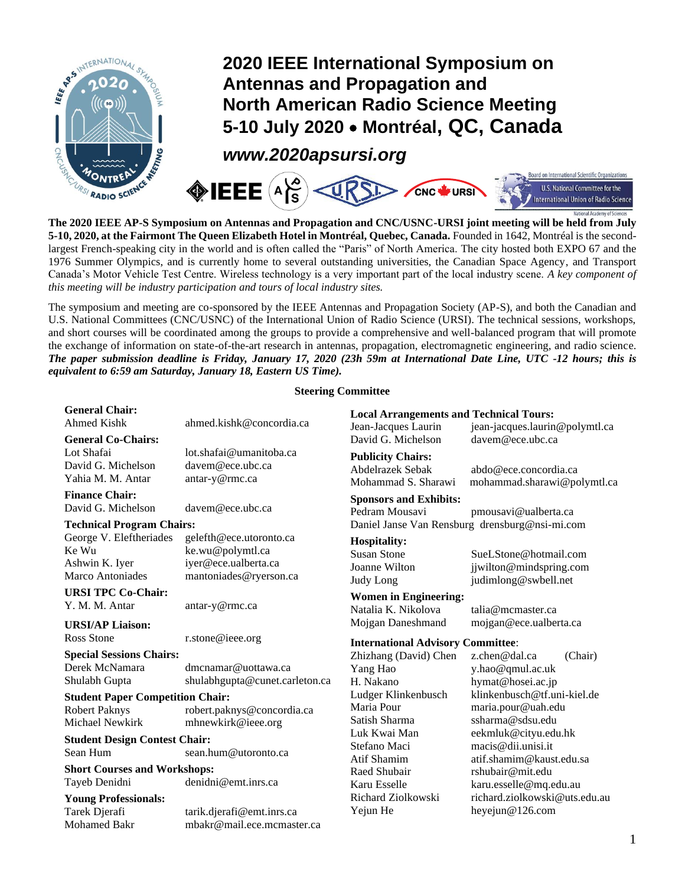# 2020 IEEE International Symposium on Antennas and Propagation and North American Radio Science Meeting

## 5-10 July 2020 • Montréal, QC, Canada

***www.2020apsursi.org***

**The 2020 IEEE AP-S Symposium on Antennas and Propagation and CNC/USNC-URSI joint meeting will be held from July 5-10, 2020, at the Fairmont The Queen Elizabeth Hotel in Montréal, Quebec, Canada.** Founded in 1642, Montréal is the second-largest French-speaking city in the world and is often called the "Paris" of North America. The city hosted both EXPO 67 and the 1976 Summer Olympics, and is currently home to several outstanding universities, the Canadian Space Agency, and Transport Canada's Motor Vehicle Test Centre. Wireless technology is a very important part of the local industry scene. *A key component of this meeting will be industry participation and tours of local industry sites.*

The symposium and meeting are co-sponsored by the IEEE Antennas and Propagation Society (AP-S), and both the Canadian and U.S. National Committees (CNC/USNC) of the International Union of Radio Science (URSI). The technical sessions, workshops, and short courses will be coordinated among the groups to provide a comprehensive and well-balanced program that will promote the exchange of information on state-of-the-art research in antennas, propagation, electromagnetic engineering, and radio science. ***The paper submission deadline is Friday, January 17, 2020 (23h 59m at International Date Line, UTC -12 hours; this is equivalent to 6:59 am Saturday, January 18, Eastern US Time).***

### Steering Committee

**General Chair:**
Ahmed Kishk — ahmed.kishk@concordia.ca

**General Co-Chairs:**
Lot Shafai — lot.shafai@umanitoba.ca
David G. Michelson — davem@ece.ubc.ca
Yahia M. M. Antar — antar-y@rmc.ca

**Finance Chair:**
David G. Michelson — davem@ece.ubc.ca

**Technical Program Chairs:**
George V. Eleftheriades — gelefth@ece.utoronto.ca
Ke Wu — ke.wu@polymtl.ca
Ashwin K. Iyer — iyer@ece.ualberta.ca
Marco Antoniades — mantoniades@ryerson.ca

**URSI TPC Co-Chair:**
Y. M. M. Antar — antar-y@rmc.ca

**URSI/AP Liaison:**
Ross Stone — r.stone@ieee.org

**Special Sessions Chairs:**
Derek McNamara — dmcnamar@uottawa.ca
Shulabh Gupta — shulabhgupta@cunet.carleton.ca

**Student Paper Competition Chair:**
Robert Paknys — robert.paknys@concordia.ca
Michael Newkirk — mhnewkirk@ieee.org

**Student Design Contest Chair:**
Sean Hum — sean.hum@utoronto.ca

**Short Courses and Workshops:**
Tayeb Denidni — denidni@emt.inrs.ca

**Young Professionals:**
Tarek Djerafi — tarik.djerafi@emt.inrs.ca
Mohamed Bakr — mbakr@mail.ece.mcmaster.ca

**Local Arrangements and Technical Tours:**
Jean-Jacques Laurin — jean-jacques.laurin@polymtl.ca
David G. Michelson — davem@ece.ubc.ca

**Publicity Chairs:**
Abdelrazek Sebak — abdo@ece.concordia.ca
Mohammad S. Sharawi — mohammad.sharawi@polymtl.ca

**Sponsors and Exhibits:**
Pedram Mousavi — pmousavi@ualberta.ca
Daniel Janse Van Rensburg — drensburg@nsi-mi.com

**Hospitality:**
Susan Stone — SueLStone@hotmail.com
Joanne Wilton — jjwilton@mindspring.com
Judy Long — judimlong@swbell.net

**Women in Engineering:**
Natalia K. Nikolova — talia@mcmaster.ca
Mojgan Daneshmand — mojgan@ece.ualberta.ca

**International Advisory Committee:**
Zhizhang (David) Chen — z.chen@dal.ca (Chair)
Yang Hao — y.hao@qmul.ac.uk
H. Nakano — hymat@hosei.ac.jp
Ludger Klinkenbusch — klinkenbusch@tf.uni-kiel.de
Maria Pour — maria.pour@uah.edu
Satish Sharma — ssharma@sdsu.edu
Luk Kwai Man — eekmluk@cityu.edu.hk
Stefano Maci — macis@dii.unisi.it
Atif Shamim — atif.shamim@kaust.edu.sa
Raed Shubair — rshubair@mit.edu
Karu Esselle — karu.esselle@mq.edu.au
Richard Ziolkowski — richard.ziolkowski@uts.edu.au
Yejun He — heyejun@126.com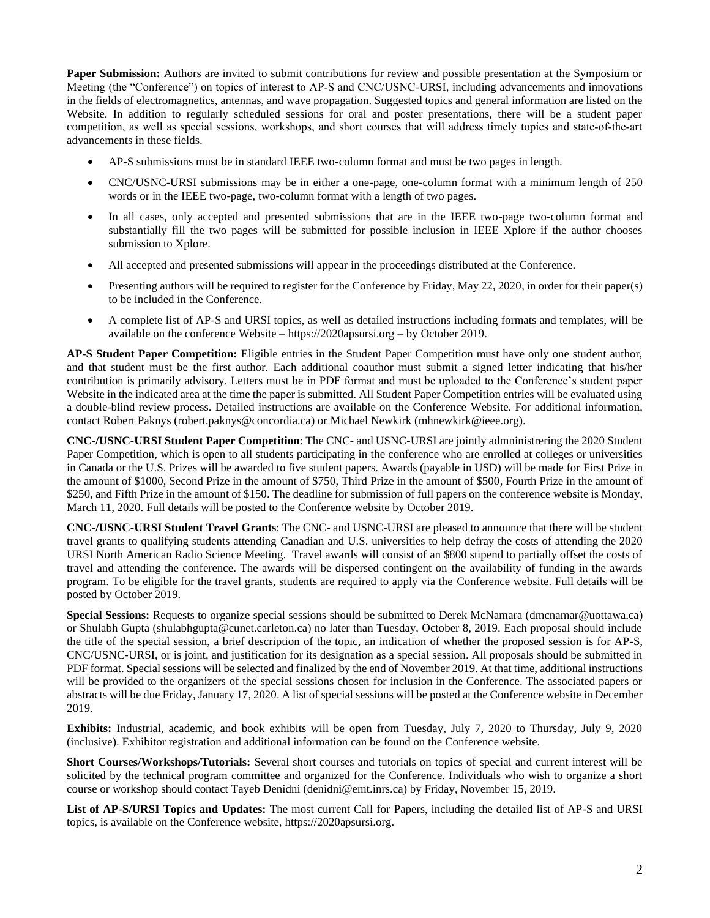**Paper Submission:** Authors are invited to submit contributions for review and possible presentation at the Symposium or Meeting (the "Conference") on topics of interest to AP-S and CNC/USNC-URSI, including advancements and innovations in the fields of electromagnetics, antennas, and wave propagation. Suggested topics and general information are listed on the Website. In addition to regularly scheduled sessions for oral and poster presentations, there will be a student paper competition, as well as special sessions, workshops, and short courses that will address timely topics and state-of-the-art advancements in these fields.

- AP-S submissions must be in standard IEEE two-column format and must be two pages in length.
- CNC/USNC-URSI submissions may be in either a one-page, one-column format with a minimum length of 250 words or in the IEEE two-page, two-column format with a length of two pages.
- In all cases, only accepted and presented submissions that are in the IEEE two-page two-column format and substantially fill the two pages will be submitted for possible inclusion in IEEE Xplore if the author chooses submission to Xplore.
- All accepted and presented submissions will appear in the proceedings distributed at the Conference.
- Presenting authors will be required to register for the Conference by Friday, May 22, 2020, in order for their paper(s) to be included in the Conference.
- A complete list of AP-S and URSI topics, as well as detailed instructions including formats and templates, will be available on the conference Website – https://2020apsursi.org – by October 2019.

**AP-S Student Paper Competition:** Eligible entries in the Student Paper Competition must have only one student author, and that student must be the first author. Each additional coauthor must submit a signed letter indicating that his/her contribution is primarily advisory. Letters must be in PDF format and must be uploaded to the Conference's student paper Website in the indicated area at the time the paper is submitted. All Student Paper Competition entries will be evaluated using a double-blind review process. Detailed instructions are available on the Conference Website. For additional information, contact Robert Paknys (robert.paknys@concordia.ca) or Michael Newkirk (mhnewkirk@ieee.org).

**CNC-/USNC-URSI Student Paper Competition**: The CNC- and USNC-URSI are jointly admninistrering the 2020 Student Paper Competition, which is open to all students participating in the conference who are enrolled at colleges or universities in Canada or the U.S. Prizes will be awarded to five student papers. Awards (payable in USD) will be made for First Prize in the amount of $1000, Second Prize in the amount of $750, Third Prize in the amount of $500, Fourth Prize in the amount of $250, and Fifth Prize in the amount of $150. The deadline for submission of full papers on the conference website is Monday, March 11, 2020. Full details will be posted to the Conference website by October 2019.

**CNC-/USNC-URSI Student Travel Grants**: The CNC- and USNC-URSI are pleased to announce that there will be student travel grants to qualifying students attending Canadian and U.S. universities to help defray the costs of attending the 2020 URSI North American Radio Science Meeting. Travel awards will consist of an $800 stipend to partially offset the costs of travel and attending the conference. The awards will be dispersed contingent on the availability of funding in the awards program. To be eligible for the travel grants, students are required to apply via the Conference website. Full details will be posted by October 2019.

**Special Sessions:** Requests to organize special sessions should be submitted to Derek McNamara (dmcnamar@uottawa.ca) or Shulabh Gupta (shulabhgupta@cunet.carleton.ca) no later than Tuesday, October 8, 2019. Each proposal should include the title of the special session, a brief description of the topic, an indication of whether the proposed session is for AP-S, CNC/USNC-URSI, or is joint, and justification for its designation as a special session. All proposals should be submitted in PDF format. Special sessions will be selected and finalized by the end of November 2019. At that time, additional instructions will be provided to the organizers of the special sessions chosen for inclusion in the Conference. The associated papers or abstracts will be due Friday, January 17, 2020. A list of special sessions will be posted at the Conference website in December 2019.

**Exhibits:** Industrial, academic, and book exhibits will be open from Tuesday, July 7, 2020 to Thursday, July 9, 2020 (inclusive). Exhibitor registration and additional information can be found on the Conference website.

**Short Courses/Workshops/Tutorials:** Several short courses and tutorials on topics of special and current interest will be solicited by the technical program committee and organized for the Conference. Individuals who wish to organize a short course or workshop should contact Tayeb Denidni (denidni@emt.inrs.ca) by Friday, November 15, 2019.

**List of AP-S/URSI Topics and Updates:** The most current Call for Papers, including the detailed list of AP-S and URSI topics, is available on the Conference website, https://2020apsursi.org.